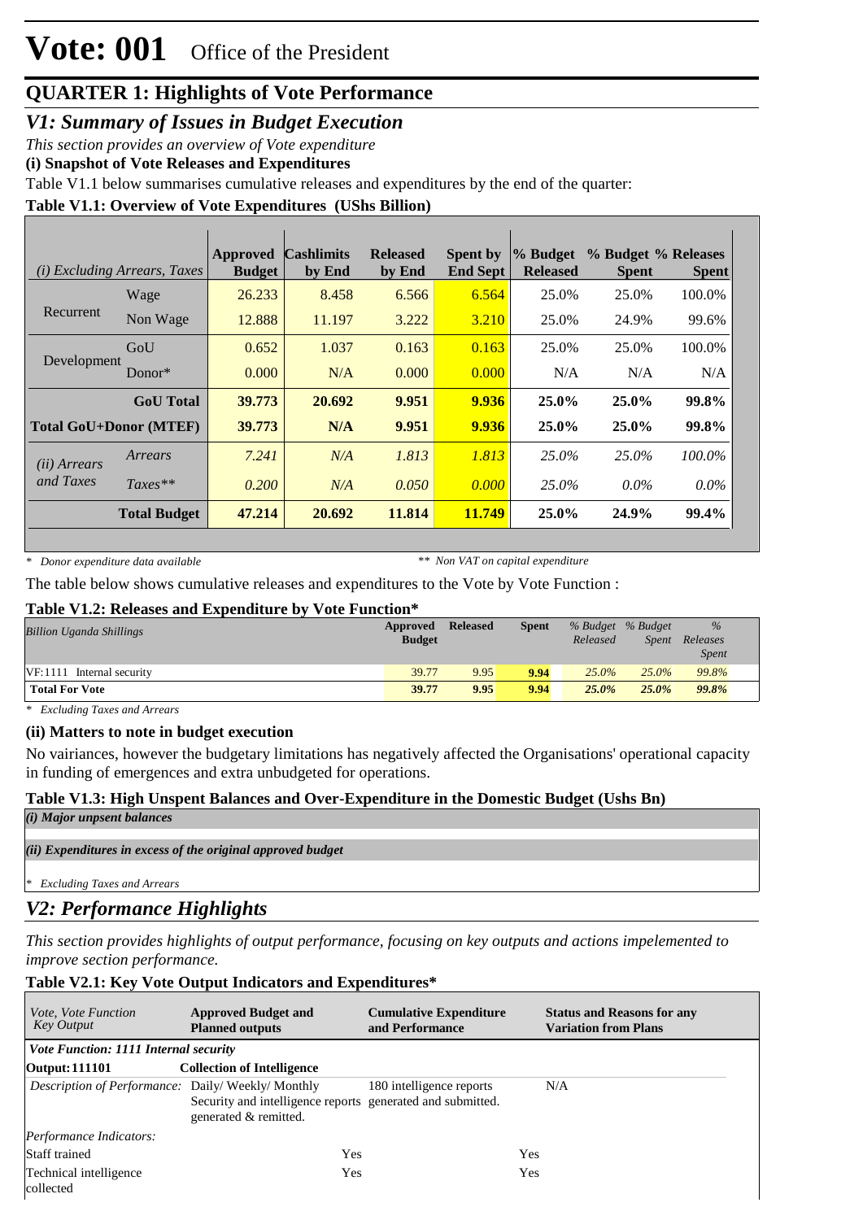# Vote: 001 Office of the President

## QUARTER 1: Highlights of Vote Performance

### V1: Summary of Issues in Budget Execution

*This section provides an overview of Vote expenditure*

**(i) Snapshot of Vote Releases and Expenditures**

Table V1.1 below summarises cumulative releases and expenditures by the end of the quarter:

**Table V1.1: Overview of Vote Expenditures (UShs Billion)**

| *(i) Excluding Arrears, Taxes* | | Approved Budget | Cashlimits by End | Released by End | Spent by End Sept | % Budget Released | % Budget Spent | % Releases Spent |
|---|---|---|---|---|---|---|---|---|
| Recurrent | Wage | 26.233 | 8.458 | 6.566 | 6.564 | 25.0% | 25.0% | 100.0% |
| | Non Wage | 12.888 | 11.197 | 3.222 | 3.210 | 25.0% | 24.9% | 99.6% |
| Development | GoU | 0.652 | 1.037 | 0.163 | 0.163 | 25.0% | 25.0% | 100.0% |
| | Donor* | 0.000 | N/A | 0.000 | 0.000 | N/A | N/A | N/A |
| | **GoU Total** | **39.773** | **20.692** | **9.951** | **9.936** | **25.0%** | **25.0%** | **99.8%** |
| **Total GoU+Donor (MTEF)** | | **39.773** | **N/A** | **9.951** | **9.936** | **25.0%** | **25.0%** | **99.8%** |
| *(ii) Arrears and Taxes* | *Arrears* | *7.241* | *N/A* | *1.813* | *1.813* | *25.0%* | *25.0%* | *100.0%* |
| | *Taxes*** | *0.200* | *N/A* | *0.050* | *0.000* | *25.0%* | *0.0%* | *0.0%* |
| | **Total Budget** | **47.214** | **20.692** | **11.814** | **11.749** | **25.0%** | **24.9%** | **99.4%** |

*\* Donor expenditure data available* &nbsp;&nbsp;&nbsp;&nbsp; *\*\* Non VAT on capital expenditure*

The table below shows cumulative releases and expenditures to the Vote by Vote Function :

**Table V1.2: Releases and Expenditure by Vote Function***

| *Billion Uganda Shillings* | Approved Budget | Released | Spent | *% Budget Released* | *% Budget Spent* | *% Releases Spent* |
|---|---|---|---|---|---|---|
| VF:1111 Internal security | 39.77 | 9.95 | 9.94 | 25.0% | 25.0% | 99.8% |
| **Total For Vote** | **39.77** | **9.95** | **9.94** | **25.0%** | **25.0%** | **99.8%** |

*\* Excluding Taxes and Arrears*

**(ii) Matters to note in budget execution**

No vairiances, however the budgetary limitations has negatively affected the Organisations' operational capacity in funding of emergences and extra unbudgeted for operations.

**Table V1.3: High Unspent Balances and Over-Expenditure in the Domestic Budget (Ushs Bn)**

***(i) Major unpsent balances***

***(ii) Expenditures in excess of the original approved budget***

*\* Excluding Taxes and Arrears*

### V2: Performance Highlights

*This section provides highlights of output performance, focusing on key outputs and actions impelemented to improve section performance.*

**Table V2.1: Key Vote Output Indicators and Expenditures***

| *Vote, Vote Function Key Output* | Approved Budget and Planned outputs | Cumulative Expenditure and Performance | Status and Reasons for any Variation from Plans |
|---|---|---|---|
| ***Vote Function: 1111 Internal security*** | | | |
| **Output: 111101** | **Collection of Intelligence** | | |
| *Description of Performance:* | Daily/ Weekly/ Monthly Security and intelligence reports generated & remitted. | 180 intelligence reports generated and submitted. | N/A |
| *Performance Indicators:* | | | |
| Staff trained | Yes | Yes | |
| Technical intelligence collected | Yes | Yes | |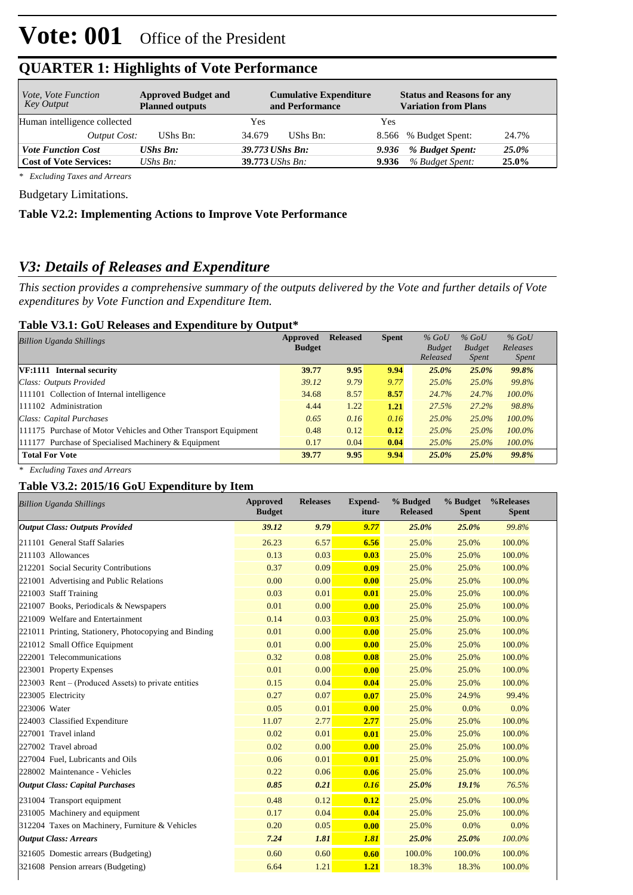# Vote: 001 Office of the President

## QUARTER 1: Highlights of Vote Performance

| *Vote, Vote Function Key Output* | **Approved Budget and Planned outputs** | | **Cumulative Expenditure and Performance** | | **Status and Reasons for any Variation from Plans** | |
|---|---|---|---|---|---|---|
| Human intelligence collected | | Yes | | Yes | | |
| *Output Cost:* | UShs Bn: | 34.679 | UShs Bn: | 8.566 | % Budget Spent: | 24.7% |
| ***Vote Function Cost*** | ***UShs Bn:*** | ***39.773*** | ***UShs Bn:*** | ***9.936*** | ***% Budget Spent:*** | ***25.0%*** |
| **Cost of Vote Services:** | *UShs Bn:* | **39.773** | *UShs Bn:* | **9.936** | *% Budget Spent:* | **25.0%** |

*\* Excluding Taxes and Arrears*

Budgetary Limitations.

**Table V2.2: Implementing Actions to Improve Vote Performance**

## *V3: Details of Releases and Expenditure*

*This section provides a comprehensive summary of the outputs delivered by the Vote and further details of Vote expenditures by Vote Function and Expenditure Item.*

### Table V3.1: GoU Releases and Expenditure by Output*

| *Billion Uganda Shillings* | **Approved Budget** | **Released** | **Spent** | *% GoU Budget Released* | *% GoU Budget Spent* | *% GoU Releases Spent* |
|---|---|---|---|---|---|---|
| **VF:1111 Internal security** | **39.77** | **9.95** | **9.94** | ***25.0%*** | ***25.0%*** | ***99.8%*** |
| *Class: Outputs Provided* | *39.12* | *9.79* | *9.77* | *25.0%* | *25.0%* | *99.8%* |
| 111101 Collection of Internal intelligence | 34.68 | 8.57 | **8.57** | *24.7%* | *24.7%* | *100.0%* |
| 111102 Administration | 4.44 | 1.22 | **1.21** | *27.5%* | *27.2%* | *98.8%* |
| *Class: Capital Purchases* | *0.65* | *0.16* | *0.16* | *25.0%* | *25.0%* | *100.0%* |
| 111175 Purchase of Motor Vehicles and Other Transport Equipment | 0.48 | 0.12 | **0.12** | *25.0%* | *25.0%* | *100.0%* |
| 111177 Purchase of Specialised Machinery & Equipment | 0.17 | 0.04 | **0.04** | *25.0%* | *25.0%* | *100.0%* |
| **Total For Vote** | **39.77** | **9.95** | **9.94** | ***25.0%*** | ***25.0%*** | ***99.8%*** |

*\* Excluding Taxes and Arrears*

### Table V3.2: 2015/16 GoU Expenditure by Item

| *Billion Uganda Shillings* | **Approved Budget** | **Releases** | **Expend-iture** | **% Budged Released** | **% Budget Spent** | **%Releases Spent** |
|---|---|---|---|---|---|---|
| ***Output Class: Outputs Provided*** | ***39.12*** | ***9.79*** | ***9.77*** | ***25.0%*** | ***25.0%*** | *99.8%* |
| 211101 General Staff Salaries | 26.23 | 6.57 | **6.56** | 25.0% | 25.0% | 100.0% |
| 211103 Allowances | 0.13 | 0.03 | **0.03** | 25.0% | 25.0% | 100.0% |
| 212201 Social Security Contributions | 0.37 | 0.09 | **0.09** | 25.0% | 25.0% | 100.0% |
| 221001 Advertising and Public Relations | 0.00 | 0.00 | **0.00** | 25.0% | 25.0% | 100.0% |
| 221003 Staff Training | 0.03 | 0.01 | **0.01** | 25.0% | 25.0% | 100.0% |
| 221007 Books, Periodicals & Newspapers | 0.01 | 0.00 | **0.00** | 25.0% | 25.0% | 100.0% |
| 221009 Welfare and Entertainment | 0.14 | 0.03 | **0.03** | 25.0% | 25.0% | 100.0% |
| 221011 Printing, Stationery, Photocopying and Binding | 0.01 | 0.00 | **0.00** | 25.0% | 25.0% | 100.0% |
| 221012 Small Office Equipment | 0.01 | 0.00 | **0.00** | 25.0% | 25.0% | 100.0% |
| 222001 Telecommunications | 0.32 | 0.08 | **0.08** | 25.0% | 25.0% | 100.0% |
| 223001 Property Expenses | 0.01 | 0.00 | **0.00** | 25.0% | 25.0% | 100.0% |
| 223003 Rent – (Produced Assets) to private entities | 0.15 | 0.04 | **0.04** | 25.0% | 25.0% | 100.0% |
| 223005 Electricity | 0.27 | 0.07 | **0.07** | 25.0% | 24.9% | 99.4% |
| 223006 Water | 0.05 | 0.01 | **0.00** | 25.0% | 0.0% | 0.0% |
| 224003 Classified Expenditure | 11.07 | 2.77 | **2.77** | 25.0% | 25.0% | 100.0% |
| 227001 Travel inland | 0.02 | 0.01 | **0.01** | 25.0% | 25.0% | 100.0% |
| 227002 Travel abroad | 0.02 | 0.00 | **0.00** | 25.0% | 25.0% | 100.0% |
| 227004 Fuel, Lubricants and Oils | 0.06 | 0.01 | **0.01** | 25.0% | 25.0% | 100.0% |
| 228002 Maintenance - Vehicles | 0.22 | 0.06 | **0.06** | 25.0% | 25.0% | 100.0% |
| ***Output Class: Capital Purchases*** | ***0.85*** | ***0.21*** | ***0.16*** | ***25.0%*** | ***19.1%*** | *76.5%* |
| 231004 Transport equipment | 0.48 | 0.12 | **0.12** | 25.0% | 25.0% | 100.0% |
| 231005 Machinery and equipment | 0.17 | 0.04 | **0.04** | 25.0% | 25.0% | 100.0% |
| 312204 Taxes on Machinery, Furniture & Vehicles | 0.20 | 0.05 | **0.00** | 25.0% | 0.0% | 0.0% |
| ***Output Class: Arrears*** | ***7.24*** | ***1.81*** | ***1.81*** | ***25.0%*** | ***25.0%*** | *100.0%* |
| 321605 Domestic arrears (Budgeting) | 0.60 | 0.60 | **0.60** | 100.0% | 100.0% | 100.0% |
| 321608 Pension arrears (Budgeting) | 6.64 | 1.21 | **1.21** | 18.3% | 18.3% | 100.0% |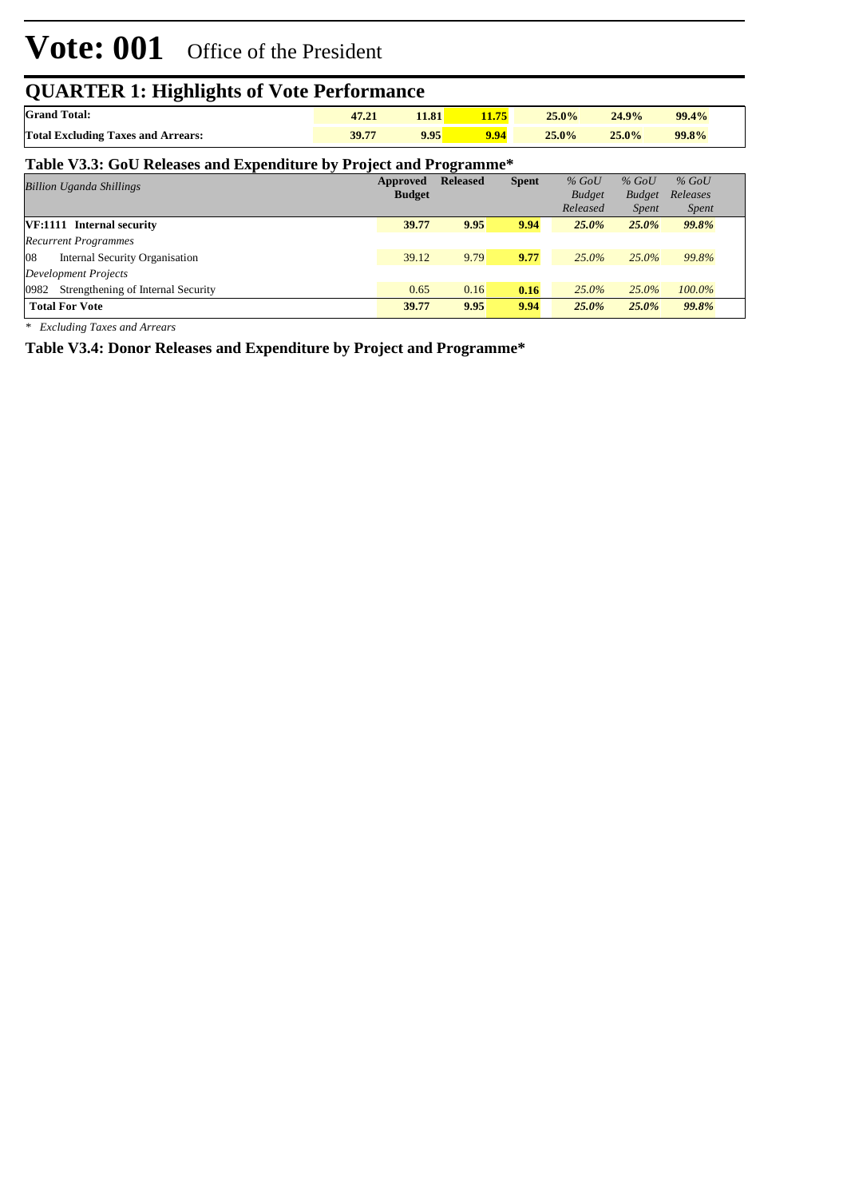# Vote: 001 Office of the President

## QUARTER 1: Highlights of Vote Performance

| | | | | | | |
|---|---|---|---|---|---|---|
| **Grand Total:** | **47.21** | **11.81** | **11.75** | **25.0%** | **24.9%** | **99.4%** |
| **Total Excluding Taxes and Arrears:** | **39.77** | **9.95** | **9.94** | **25.0%** | **25.0%** | **99.8%** |

### Table V3.3: GoU Releases and Expenditure by Project and Programme*

| *Billion Uganda Shillings* | **Approved Budget** | **Released** | **Spent** | *% GoU Budget Released* | *% GoU Budget Spent* | *% GoU Releases Spent* |
|---|---|---|---|---|---|---|
| **VF:1111 Internal security** | **39.77** | **9.95** | **9.94** | ***25.0%*** | ***25.0%*** | ***99.8%*** |
| *Recurrent Programmes* | | | | | | |
| 08 Internal Security Organisation | 39.12 | 9.79 | **9.77** | *25.0%* | *25.0%* | *99.8%* |
| *Development Projects* | | | | | | |
| 0982 Strengthening of Internal Security | 0.65 | 0.16 | **0.16** | *25.0%* | *25.0%* | *100.0%* |
| **Total For Vote** | **39.77** | **9.95** | **9.94** | ***25.0%*** | ***25.0%*** | ***99.8%*** |

*\* Excluding Taxes and Arrears*

### Table V3.4: Donor Releases and Expenditure by Project and Programme*